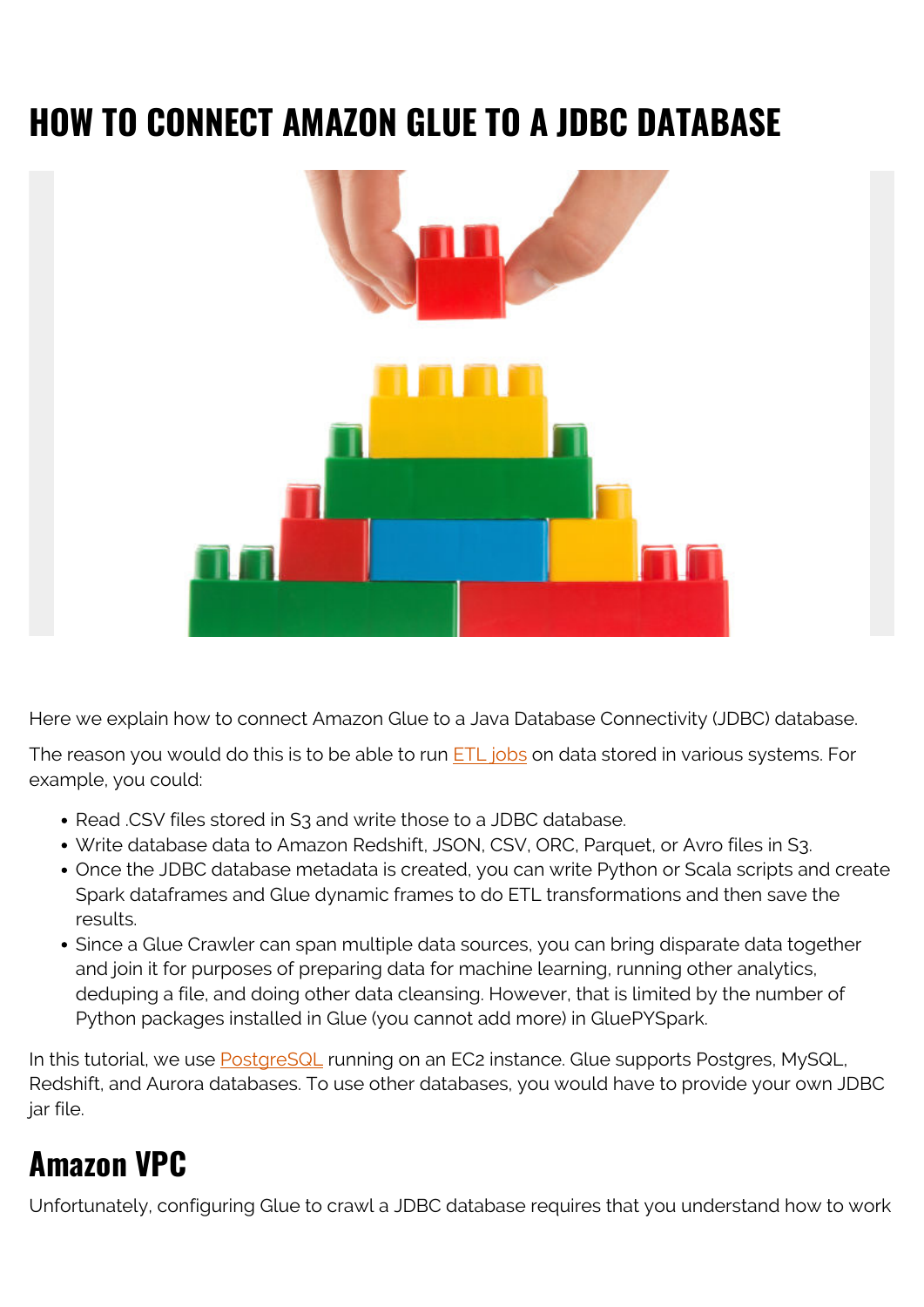# HOW TO CONNECT AMAZON GLUE TO A JDBC DATABASE

Here we explain how to connect Amazon Glue to a Java Database Connectivity (JDBC) database.

The reason you would do this is to be able to run ETL jobs on data stored in various systems. For example, you could:

- Read .CSV files stored in S3 and write those to a JDBC database.
- Write database data to Amazon Redshift, JSON, CSV, ORC, Parquet, or Avro files in S3.
- Once the JDBC database metadata is created, you can write Python or Scala scripts and create Spark dataframes and Glue dynamic frames to do ETL transformations and then save the results.
- Since a Glue Crawler can span multiple data sources, you can bring disparate data together and join it for purposes of preparing data for machine learning, running other analytics, deduping a file, and doing other data cleansing. However, that is limited by the number of Python packages installed in Glue (you cannot add more) in GluePYSpark.

In this tutorial, we use PostgreSQL running on an EC2 instance. Glue supports Postgres, MySQL, Redshift, and Aurora databases. To use other databases, you would have to provide your own JDBC jar file.

## Amazon VPC

Unfortunately, configuring Glue to crawl a JDBC database requires that you understand how to work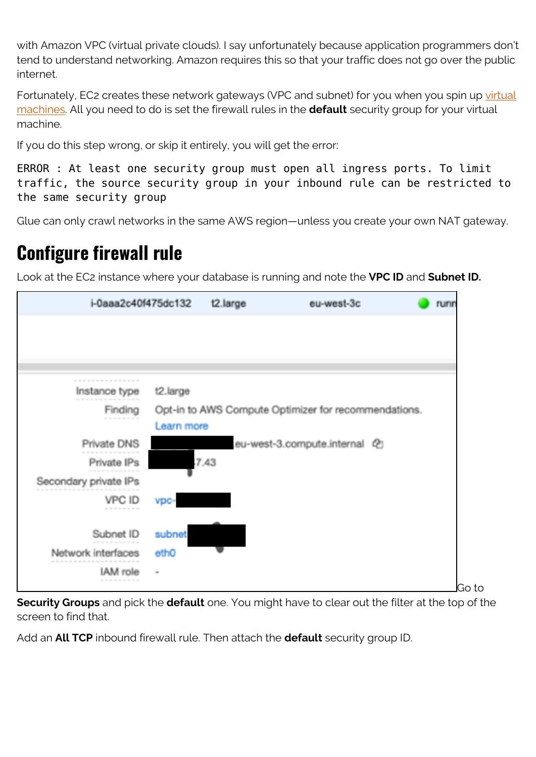with Amazon VPC (virtual private clouds). I say unfortunately because application programmers don't tend to understand networking. Amazon requires this so that your traffic does not go over the public internet.

Fortunately, EC2 creates these network gateways (VPC and subnet) for you when you spin up virtual machines. All you need to do is set the firewall rules in the **default** security group for your virtual machine.

If you do this step wrong, or skip it entirely, you will get the error:

```
ERROR : At least one security group must open all ingress ports. To limit traffic, the source security group in your inbound rule can be restricted to the same security group
```

Glue can only crawl networks in the same AWS region—unless you create your own NAT gateway.

## Configure firewall rule

Look at the EC2 instance where your database is running and note the **VPC ID** and **Subnet ID.**

Go to **Security Groups** and pick the **default** one. You might have to clear out the filter at the top of the screen to find that.

Add an **All TCP** inbound firewall rule. Then attach the **default** security group ID.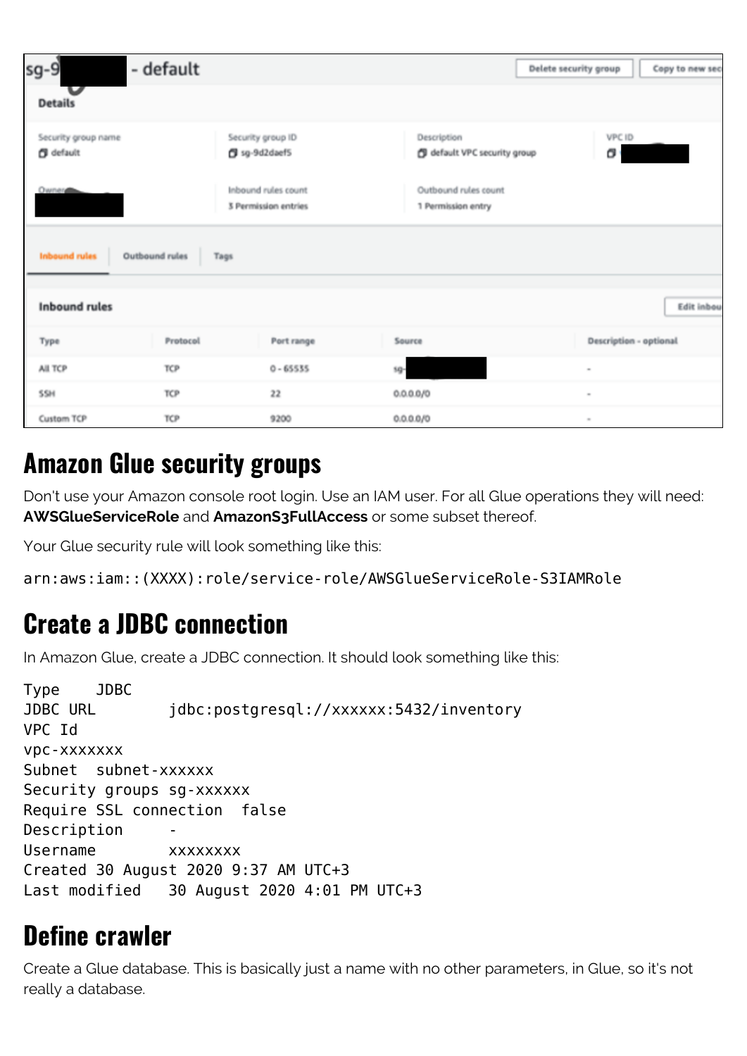sg-9 - default

**Details**

| Security group name | Security group ID | Description | VPC ID |
| --- | --- | --- | --- |
| default | sg-9d2daef5 | default VPC security group | |

| Owner | Inbound rules count | Outbound rules count |
| --- | --- | --- |
| | 3 Permission entries | 1 Permission entry |

Inbound rules | Outbound rules | Tags

**Inbound rules**

| Type | Protocol | Port range | Source | Description - optional |
| --- | --- | --- | --- | --- |
| All TCP | TCP | 0 - 65535 | sg- | - |
| SSH | TCP | 22 | 0.0.0.0/0 | - |
| Custom TCP | TCP | 9200 | 0.0.0.0/0 | - |

## Amazon Glue security groups

Don't use your Amazon console root login. Use an IAM user. For all Glue operations they will need: **AWSGlueServiceRole** and **AmazonS3FullAccess** or some subset thereof.

Your Glue security rule will look something like this:

```
arn:aws:iam::(XXXX):role/service-role/AWSGlueServiceRole-S3IAMRole
```

## Create a JDBC connection

In Amazon Glue, create a JDBC connection. It should look something like this:

```
Type    JDBC
JDBC URL        jdbc:postgresql://xxxxxx:5432/inventory
VPC Id
vpc-xxxxxxx
Subnet  subnet-xxxxxx
Security groups sg-xxxxxx
Require SSL connection  false
Description     -
Username        xxxxxxxx
Created 30 August 2020 9:37 AM UTC+3
Last modified   30 August 2020 4:01 PM UTC+3
```

## Define crawler

Create a Glue database. This is basically just a name with no other parameters, in Glue, so it's not really a database.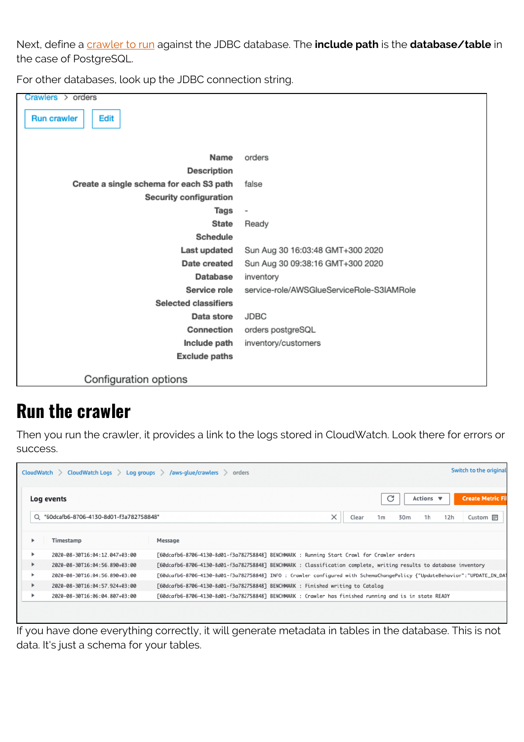Next, define a crawler to run against the JDBC database. The **include path** is the **database/table** in the case of PostgreSQL.

For other databases, look up the JDBC connection string.

Crawlers > orders

Run crawler | Edit

| | |
|---|---|
| **Name** | orders |
| **Description** | |
| **Create a single schema for each S3 path** | false |
| **Security configuration** | |
| **Tags** | - |
| **State** | Ready |
| **Schedule** | |
| **Last updated** | Sun Aug 30 16:03:48 GMT+300 2020 |
| **Date created** | Sun Aug 30 09:38:16 GMT+300 2020 |
| **Database** | inventory |
| **Service role** | service-role/AWSGlueServiceRole-S3IAMRole |
| **Selected classifiers** | |
| **Data store** | JDBC |
| **Connection** | orders postgreSQL |
| **Include path** | inventory/customers |
| **Exclude paths** | |

Configuration options

# Run the crawler

Then you run the crawler, it provides a link to the logs stored in CloudWatch. Look there for errors or success.

CloudWatch > CloudWatch Logs > Log groups > /aws-glue/crawlers > orders

Log events

"60dcafb6-8706-4130-8d01-f3a782758848"

| Timestamp | Message |
|---|---|
| 2020-08-30T16:04:12.047+03:00 | [60dcafb6-8706-4130-8d01-f3a782758848] BENCHMARK : Running Start Crawl for Crawler orders |
| 2020-08-30T16:04:56.890+03:00 | [60dcafb6-8706-4130-8d01-f3a782758848] BENCHMARK : Classification complete, writing results to database inventory |
| 2020-08-30T16:04:56.890+03:00 | [60dcafb6-8706-4130-8d01-f3a782758848] INFO : Crawler configured with SchemaChangePolicy {"UpdateBehavior":"UPDATE_IN_DAT |
| 2020-08-30T16:04:57.924+03:00 | [60dcafb6-8706-4130-8d01-f3a782758848] BENCHMARK : Finished writing to Catalog |
| 2020-08-30T16:06:04.807+03:00 | [60dcafb6-8706-4130-8d01-f3a782758848] BENCHMARK : Crawler has finished running and is in state READY |

If you have done everything correctly, it will generate metadata in tables in the database. This is not data. It's just a schema for your tables.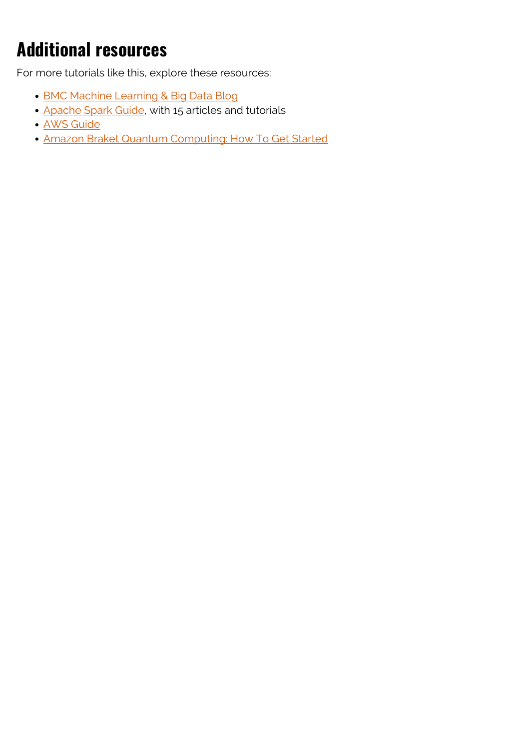## Additional resources

For more tutorials like this, explore these resources:

- BMC Machine Learning & Big Data Blog
- Apache Spark Guide, with 15 articles and tutorials
- AWS Guide
- Amazon Braket Quantum Computing: How To Get Started